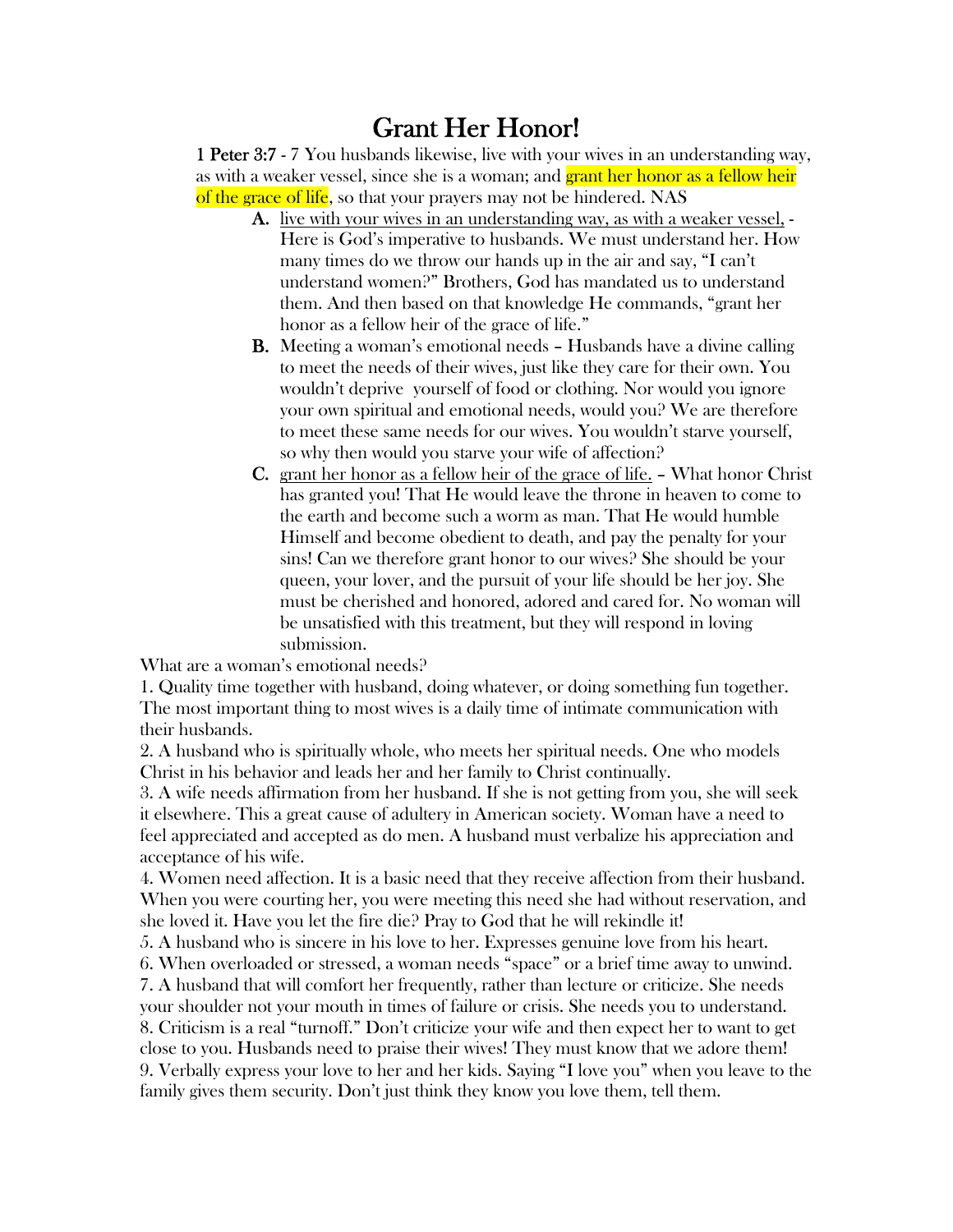# Grant Her Honor!

**1 Peter 3:7** - 7 You husbands likewise, live with your wives in an understanding way, as with a weaker vessel, since she is a woman; and grant her honor as a fellow heir of the grace of life, so that your prayers may not be hindered. NAS

- **A.** <u>live with your wives in an understanding way, as with a weaker vessel,</u> - Here is God's imperative to husbands. We must understand her. How many times do we throw our hands up in the air and say, "I can't understand women?" Brothers, God has mandated us to understand them. And then based on that knowledge He commands, "grant her honor as a fellow heir of the grace of life."
- **B.** Meeting a woman's emotional needs – Husbands have a divine calling to meet the needs of their wives, just like they care for their own. You wouldn't deprive yourself of food or clothing. Nor would you ignore your own spiritual and emotional needs, would you? We are therefore to meet these same needs for our wives. You wouldn't starve yourself, so why then would you starve your wife of affection?
- **C.** <u>grant her honor as a fellow heir of the grace of life.</u> – What honor Christ has granted you! That He would leave the throne in heaven to come to the earth and become such a worm as man. That He would humble Himself and become obedient to death, and pay the penalty for your sins! Can we therefore grant honor to our wives? She should be your queen, your lover, and the pursuit of your life should be her joy. She must be cherished and honored, adored and cared for. No woman will be unsatisfied with this treatment, but they will respond in loving submission.

What are a woman's emotional needs?

1. Quality time together with husband, doing whatever, or doing something fun together. The most important thing to most wives is a daily time of intimate communication with their husbands.
2. A husband who is spiritually whole, who meets her spiritual needs. One who models Christ in his behavior and leads her and her family to Christ continually.
3. A wife needs affirmation from her husband. If she is not getting from you, she will seek it elsewhere. This a great cause of adultery in American society. Woman have a need to feel appreciated and accepted as do men. A husband must verbalize his appreciation and acceptance of his wife.
4. Women need affection. It is a basic need that they receive affection from their husband. When you were courting her, you were meeting this need she had without reservation, and she loved it. Have you let the fire die? Pray to God that he will rekindle it!
5. A husband who is sincere in his love to her. Expresses genuine love from his heart.
6. When overloaded or stressed, a woman needs "space" or a brief time away to unwind.
7. A husband that will comfort her frequently, rather than lecture or criticize. She needs your shoulder not your mouth in times of failure or crisis. She needs you to understand.
8. Criticism is a real "turnoff." Don't criticize your wife and then expect her to want to get close to you. Husbands need to praise their wives! They must know that we adore them!
9. Verbally express your love to her and her kids. Saying "I love you" when you leave to the family gives them security. Don't just think they know you love them, tell them.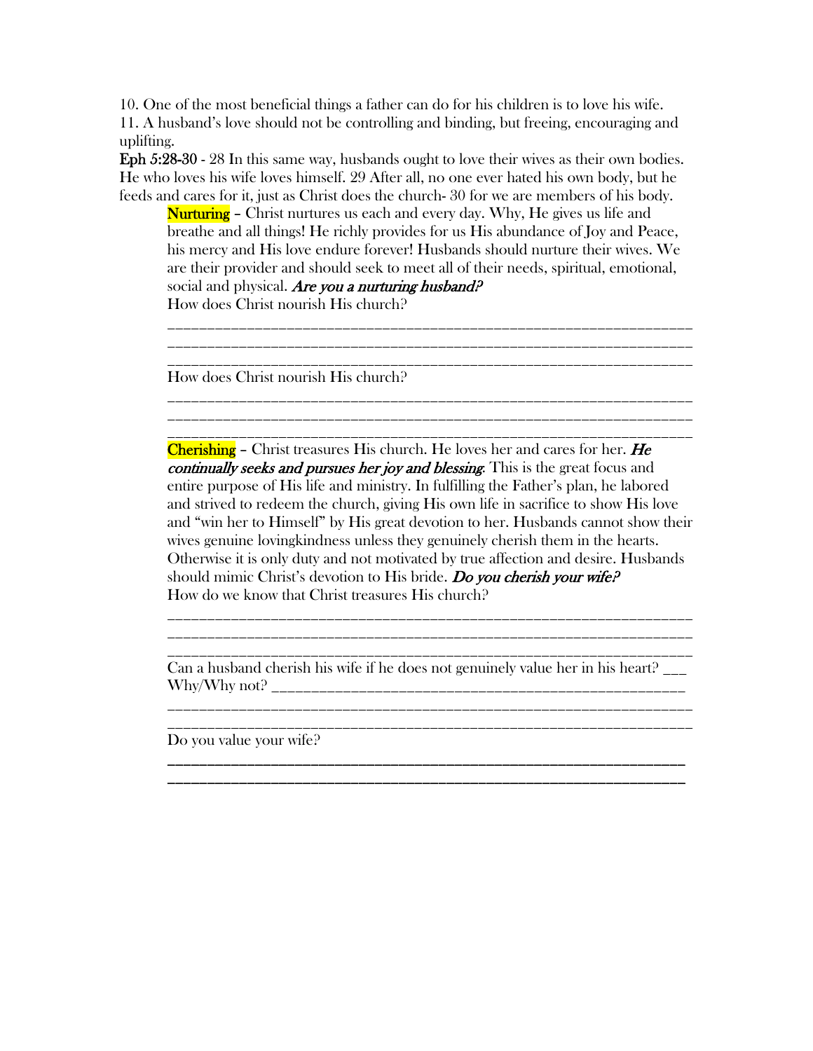10. One of the most beneficial things a father can do for his children is to love his wife.
11. A husband's love should not be controlling and binding, but freeing, encouraging and uplifting.

**Eph 5:28-30** - 28 In this same way, husbands ought to love their wives as their own bodies. He who loves his wife loves himself. 29 After all, no one ever hated his own body, but he feeds and cares for it, just as Christ does the church- 30 for we are members of his body.

**Nurturing** – Christ nurtures us each and every day. Why, He gives us life and breathe and all things! He richly provides for us His abundance of Joy and Peace, his mercy and His love endure forever! Husbands should nurture their wives. We are their provider and should seek to meet all of their needs, spiritual, emotional, social and physical. ***Are you a nurturing husband?***

How does Christ nourish His church?

_____________________________________________________________________
_____________________________________________________________________
_____________________________________________________________________

How does Christ nourish His church?

_____________________________________________________________________
_____________________________________________________________________
_____________________________________________________________________

**Cherishing** – Christ treasures His church. He loves her and cares for her. ***He continually seeks and pursues her joy and blessing.*** This is the great focus and entire purpose of His life and ministry. In fulfilling the Father's plan, he labored and strived to redeem the church, giving His own life in sacrifice to show His love and "win her to Himself" by His great devotion to her. Husbands cannot show their wives genuine lovingkindness unless they genuinely cherish them in the hearts. Otherwise it is only duty and not motivated by true affection and desire. Husbands should mimic Christ's devotion to His bride. ***Do you cherish your wife?***

How do we know that Christ treasures His church?

_____________________________________________________________________
_____________________________________________________________________
_____________________________________________________________________

Can a husband cherish his wife if he does not genuinely value her in his heart? ___

Why/Why not? _____________________________________________________
_____________________________________________________________________
_____________________________________________________________________

Do you value your wife?

_____________________________________________________________________
_____________________________________________________________________